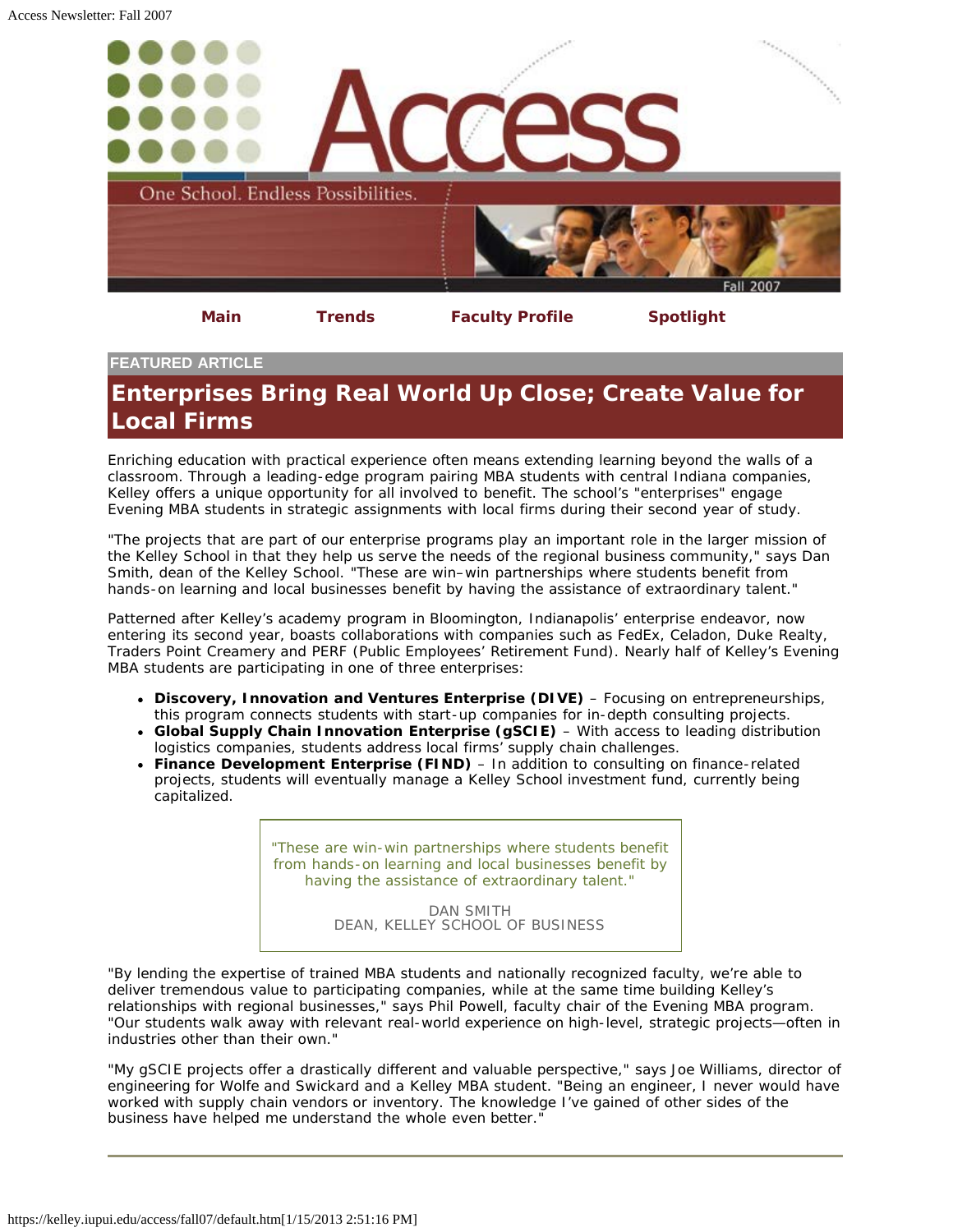# Access

One School. Endless Possibilities.

Fall 2007

**Main** **Trends** **Faculty Profile** **Spotlight**

FEATURED ARTICLE

## Enterprises Bring Real World Up Close; Create Value for Local Firms

Enriching education with practical experience often means extending learning beyond the walls of a classroom. Through a leading-edge program pairing MBA students with central Indiana companies, Kelley offers a unique opportunity for all involved to benefit. The school's "enterprises" engage Evening MBA students in strategic assignments with local firms during their second year of study.

"The projects that are part of our enterprise programs play an important role in the larger mission of the Kelley School in that they help us serve the needs of the regional business community," says Dan Smith, dean of the Kelley School. "These are win–win partnerships where students benefit from hands-on learning and local businesses benefit by having the assistance of extraordinary talent."

Patterned after Kelley's academy program in Bloomington, Indianapolis' enterprise endeavor, now entering its second year, boasts collaborations with companies such as FedEx, Celadon, Duke Realty, Traders Point Creamery and PERF (Public Employees' Retirement Fund). Nearly half of Kelley's Evening MBA students are participating in one of three enterprises:

- **Discovery, Innovation and Ventures Enterprise (DIVE)** – Focusing on entrepreneurships, this program connects students with start-up companies for in-depth consulting projects.
- **Global Supply Chain Innovation Enterprise (gSCIE)** – With access to leading distribution logistics companies, students address local firms' supply chain challenges.
- **Finance Development Enterprise (FIND)** – In addition to consulting on finance-related projects, students will eventually manage a Kelley School investment fund, currently being capitalized.

> "These are win-win partnerships where students benefit from hands-on learning and local businesses benefit by having the assistance of extraordinary talent."
>
> DAN SMITH
> DEAN, KELLEY SCHOOL OF BUSINESS

"By lending the expertise of trained MBA students and nationally recognized faculty, we're able to deliver tremendous value to participating companies, while at the same time building Kelley's relationships with regional businesses," says Phil Powell, faculty chair of the Evening MBA program. "Our students walk away with relevant real-world experience on high-level, strategic projects—often in industries other than their own."

"My gSCIE projects offer a drastically different and valuable perspective," says Joe Williams, director of engineering for Wolfe and Swickard and a Kelley MBA student. "Being an engineer, I never would have worked with supply chain vendors or inventory. The knowledge I've gained of other sides of the business have helped me understand the whole even better."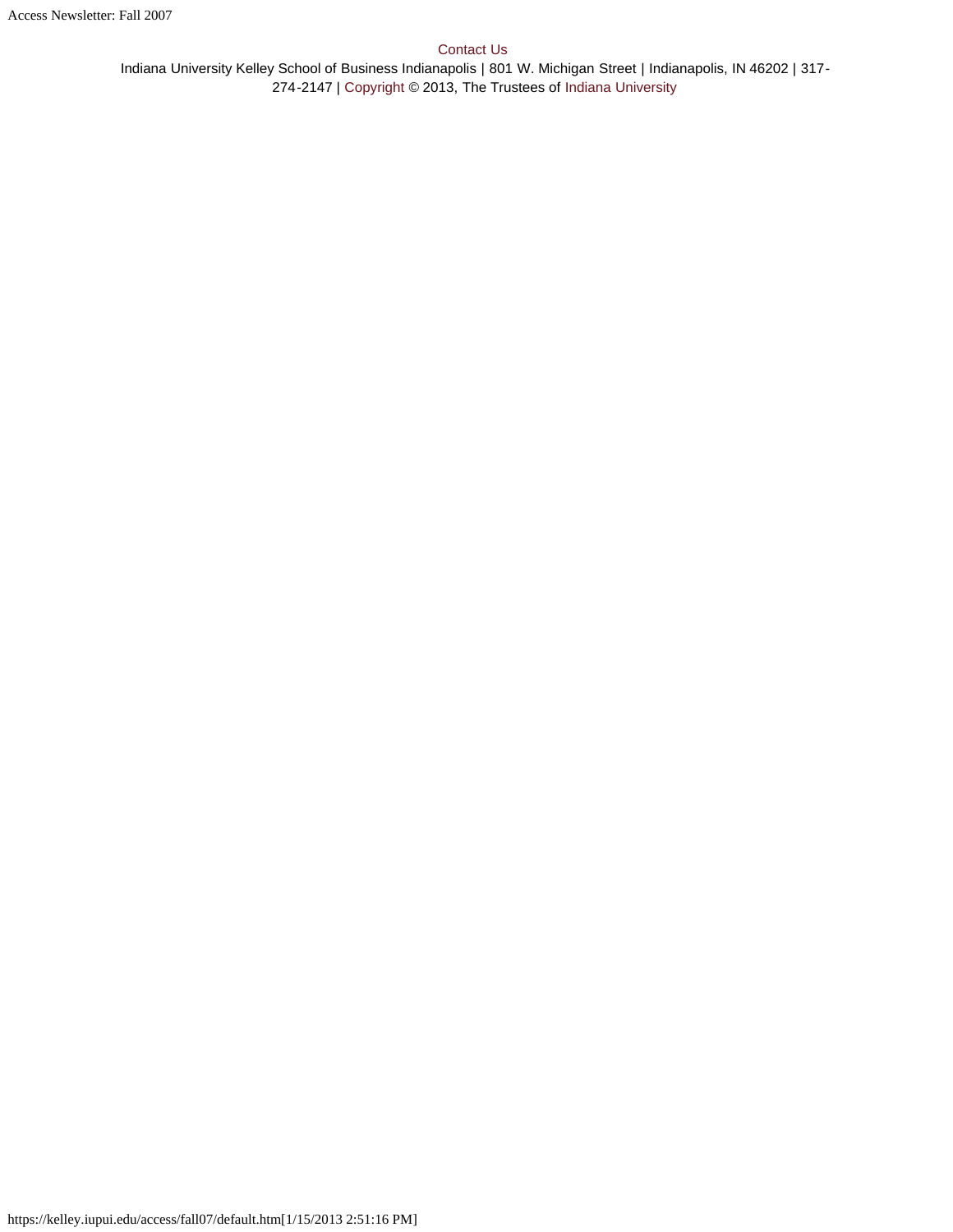Contact Us

Indiana University Kelley School of Business Indianapolis | 801 W. Michigan Street | Indianapolis, IN 46202 | 317-274-2147 | Copyright © 2013, The Trustees of Indiana University